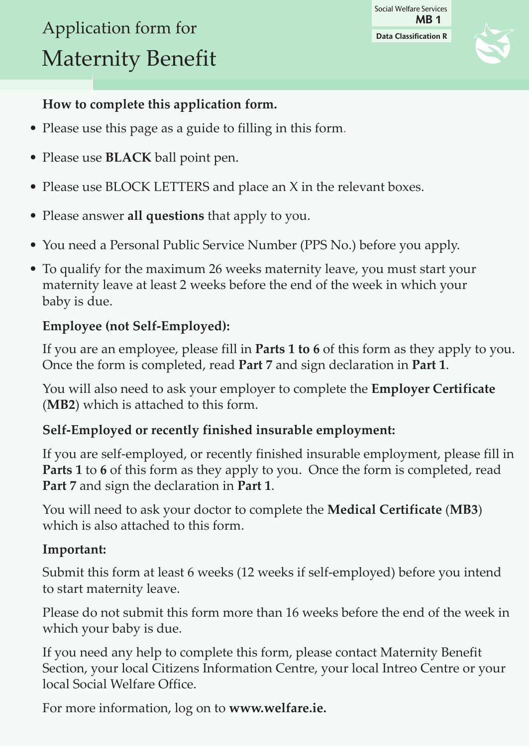Social Welfare Services
**MB 1**

**Data Classification R**

# Application form for Maternity Benefit

**How to complete this application form.**

- Please use this page as a guide to filling in this form.
- Please use **BLACK** ball point pen.
- Please use BLOCK LETTERS and place an X in the relevant boxes.
- Please answer **all questions** that apply to you.
- You need a Personal Public Service Number (PPS No.) before you apply.
- To qualify for the maximum 26 weeks maternity leave, you must start your maternity leave at least 2 weeks before the end of the week in which your baby is due.

**Employee (not Self-Employed):**

If you are an employee, please fill in **Parts 1 to 6** of this form as they apply to you. Once the form is completed, read **Part 7** and sign declaration in **Part 1**.

You will also need to ask your employer to complete the **Employer Certificate** (**MB2**) which is attached to this form.

**Self-Employed or recently finished insurable employment:**

If you are self-employed, or recently finished insurable employment, please fill in **Parts 1** to **6** of this form as they apply to you. Once the form is completed, read **Part 7** and sign the declaration in **Part 1**.

You will need to ask your doctor to complete the **Medical Certificate** (**MB3**) which is also attached to this form.

**Important:**

Submit this form at least 6 weeks (12 weeks if self-employed) before you intend to start maternity leave.

Please do not submit this form more than 16 weeks before the end of the week in which your baby is due.

If you need any help to complete this form, please contact Maternity Benefit Section, your local Citizens Information Centre, your local Intreo Centre or your local Social Welfare Office.

For more information, log on to **www.welfare.ie.**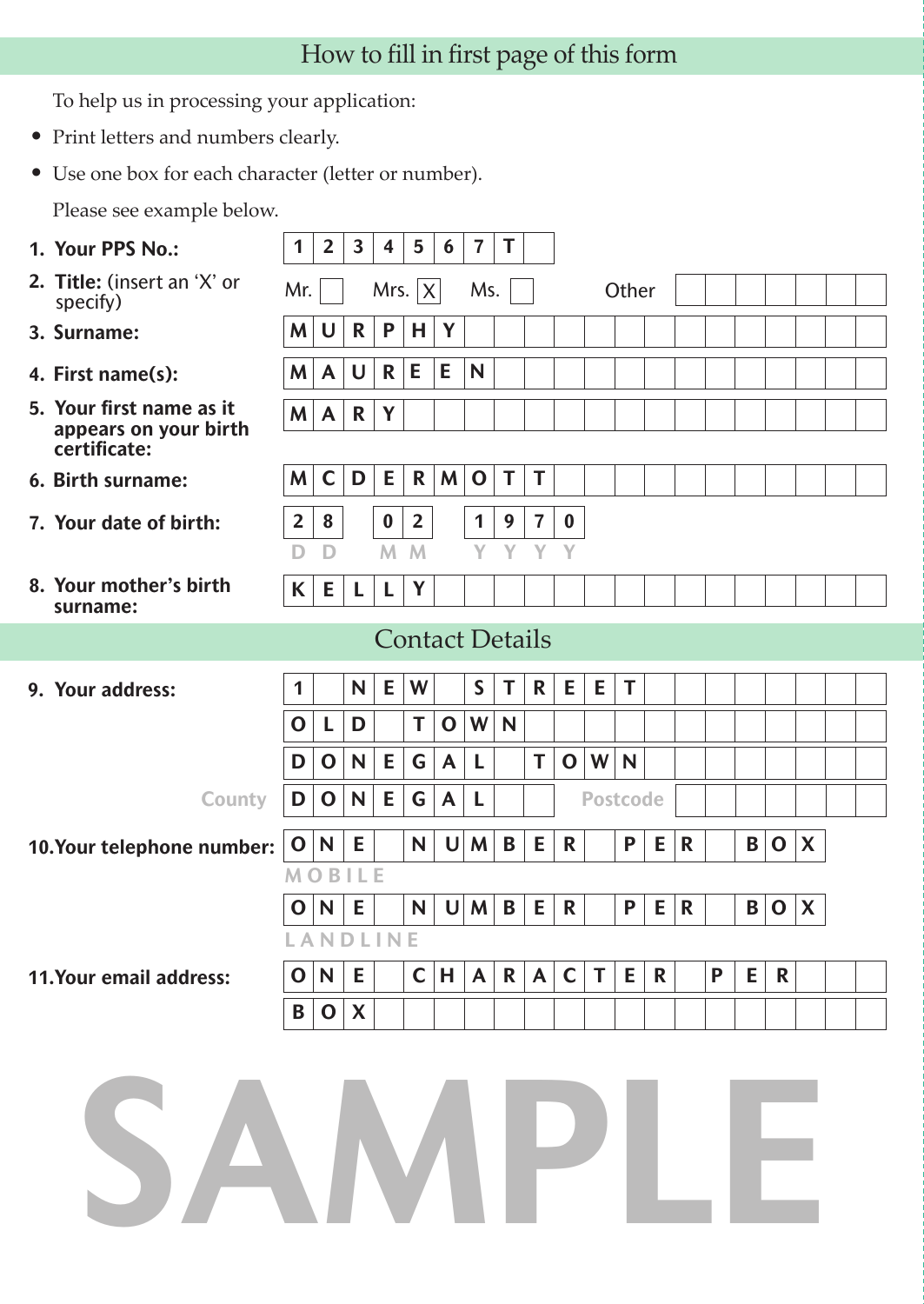## How to fill in first page of this form

To help us in processing your application:

- Print letters and numbers clearly.
- Use one box for each character (letter or number).

Please see example below.

| | |
|---|---|
| **1. Your PPS No.:** | 1 2 3 4 5 6 7 T |
| **2. Title:** (insert an 'X' or specify) | Mr. [ ] Mrs. [X] Ms. [ ] Other [ ] |
| **3. Surname:** | M U R P H Y |
| **4. First name(s):** | M A U R E E N |
| **5. Your first name as it appears on your birth certificate:** | M A R Y |
| **6. Birth surname:** | M C D E R M O T T |
| **7. Your date of birth:** | 2 8 (DD) 0 2 (MM) 1 9 7 0 (YYYY) |
| **8. Your mother's birth surname:** | K E L L Y |

## Contact Details

| | |
|---|---|
| **9. Your address:** | 1 N E W S T R E E T |
| | O L D T O W N |
| | D O N E G A L T O W N |
| County | D O N E G A L Postcode |
| **10. Your telephone number:** | O N E N U M B E R P E R B O X (MOBILE) |
| | O N E N U M B E R P E R B O X (LANDLINE) |
| **11. Your email address:** | O N E C H A R A C T E R P E R |
| | B O X |

SAMPLE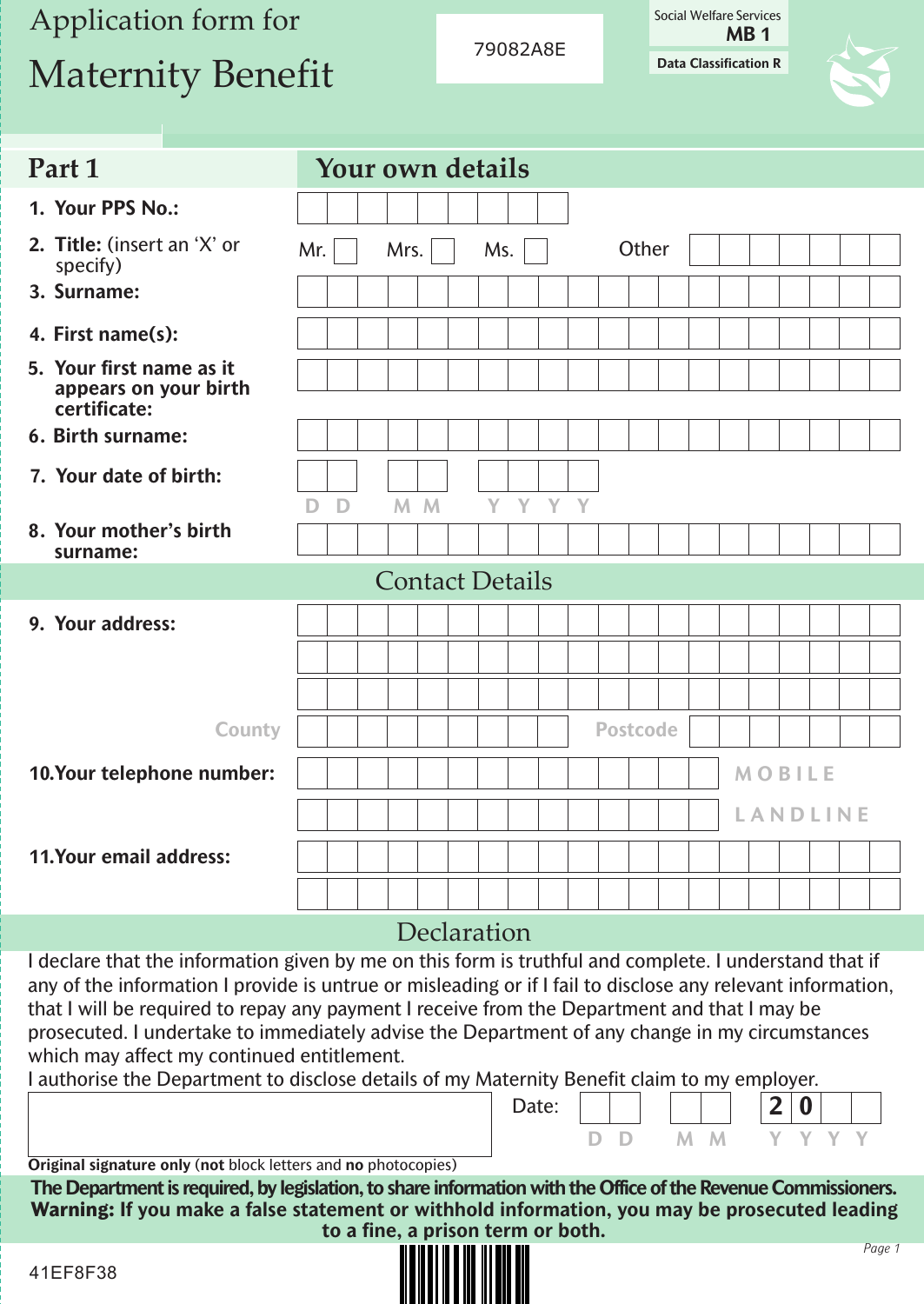# Application form for Maternity Benefit

79082A8E

Social Welfare Services
**MB 1**
**Data Classification R**

## Part 1 — Your own details

1. **Your PPS No.:**
2. **Title:** (insert an 'X' or specify) Mr. ☐ Mrs. ☐ Ms. ☐ Other
3. **Surname:**
4. **First name(s):**
5. **Your first name as it appears on your birth certificate:**
6. **Birth surname:**
7. **Your date of birth:** D D M M Y Y Y Y
8. **Your mother's birth surname:**

## Contact Details

9. **Your address:**

   County — Postcode

10. **Your telephone number:** MOBILE / LANDLINE
11. **Your email address:**

## Declaration

I declare that the information given by me on this form is truthful and complete. I understand that if any of the information I provide is untrue or misleading or if I fail to disclose any relevant information, that I will be required to repay any payment I receive from the Department and that I may be prosecuted. I undertake to immediately advise the Department of any change in my circumstances which may affect my continued entitlement.

I authorise the Department to disclose details of my Maternity Benefit claim to my employer.

Date: D D M M 2 0 Y Y

**Original signature only** (**not** block letters and **no** photocopies)

**The Department is required, by legislation, to share information with the Office of the Revenue Commissioners.**
**Warning: If you make a false statement or withhold information, you may be prosecuted leading to a fine, a prison term or both.**

41EF8F38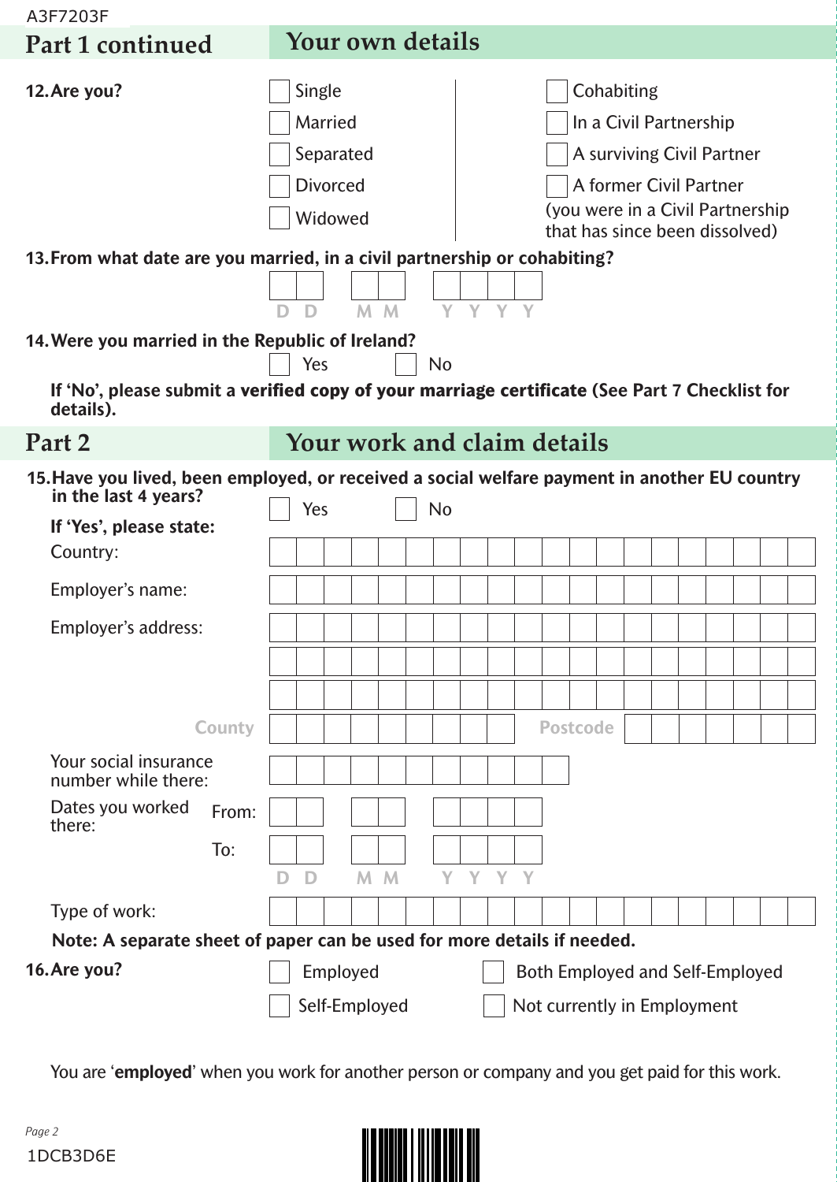## Part 1 continued — Your own details

**12. Are you?**

- [ ] Single
- [ ] Married
- [ ] Separated
- [ ] Divorced
- [ ] Widowed
- [ ] Cohabiting
- [ ] In a Civil Partnership
- [ ] A surviving Civil Partner
- [ ] A former Civil Partner (you were in a Civil Partnership that has since been dissolved)

**13. From what date are you married, in a civil partnership or cohabiting?**

D D / M M / Y Y Y Y

**14. Were you married in the Republic of Ireland?**

- [ ] Yes
- [ ] No

**If 'No', please submit a verified copy of your marriage certificate (See Part 7 Checklist for details).**

## Part 2 — Your work and claim details

**15. Have you lived, been employed, or received a social welfare payment in another EU country in the last 4 years?**

- [ ] Yes
- [ ] No

**If 'Yes', please state:**

Country:

Employer's name:

Employer's address:

County / Postcode

Your social insurance number while there:

Dates you worked there: From: D D / M M / Y Y Y Y To: D D / M M / Y Y Y Y

Type of work:

**Note: A separate sheet of paper can be used for more details if needed.**

**16. Are you?**

- [ ] Employed
- [ ] Self-Employed
- [ ] Both Employed and Self-Employed
- [ ] Not currently in Employment

You are '**employed**' when you work for another person or company and you get paid for this work.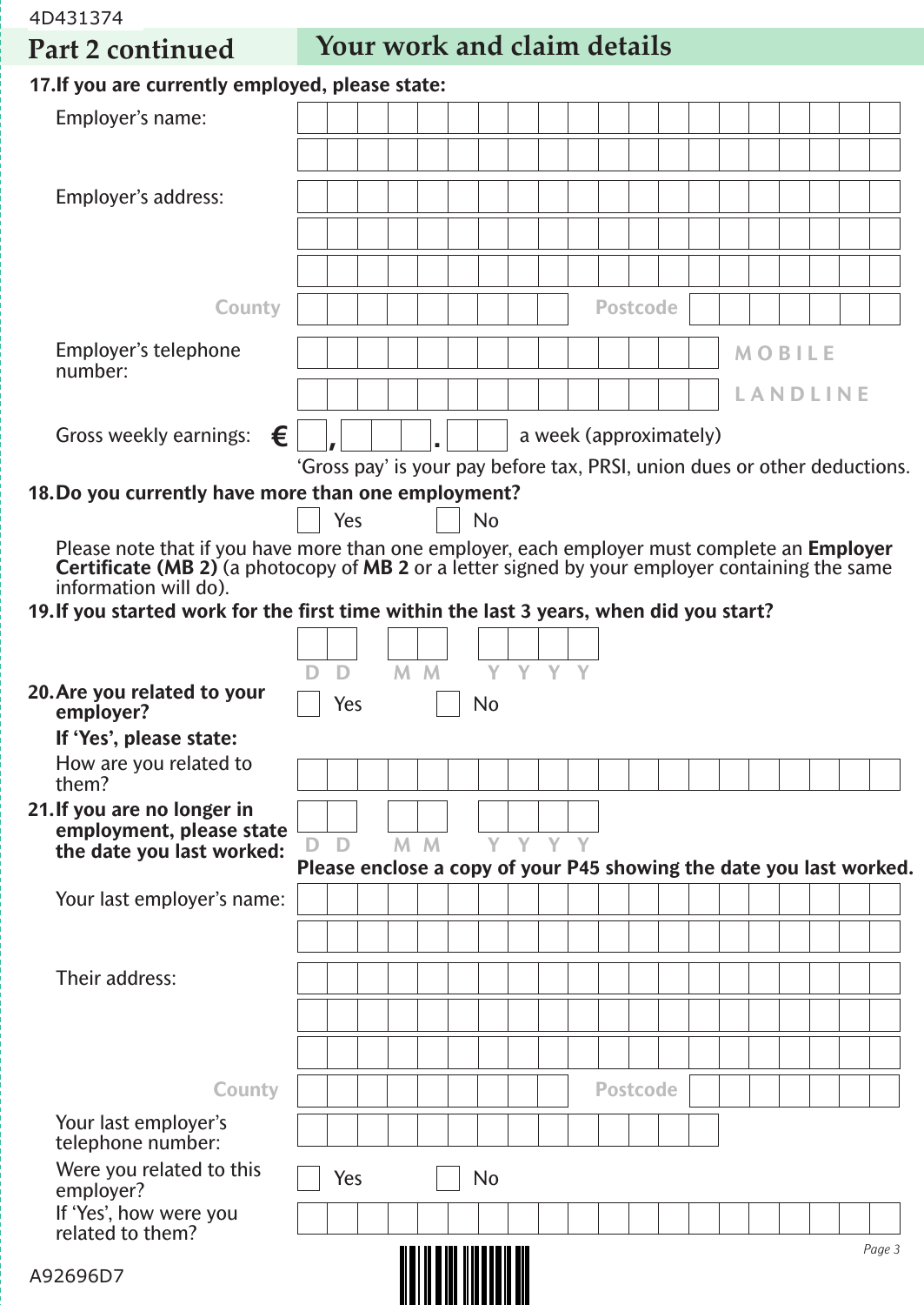## Part 2 continued — Your work and claim details

**17. If you are currently employed, please state:**

Employer's name:

Employer's address:

County Postcode

Employer's telephone number: MOBILE / LANDLINE

Gross weekly earnings: € , . a week (approximately)

'Gross pay' is your pay before tax, PRSI, union dues or other deductions.

**18. Do you currently have more than one employment?**

☐ Yes ☐ No

Please note that if you have more than one employer, each employer must complete an **Employer Certificate (MB 2)** (a photocopy of **MB 2** or a letter signed by your employer containing the same information will do).

**19. If you started work for the first time within the last 3 years, when did you start?**

D D M M Y Y Y Y

**20. Are you related to your employer?**

☐ Yes ☐ No

**If 'Yes', please state:**

How are you related to them?

**21. If you are no longer in employment, please state the date you last worked:**

D D M M Y Y Y Y

**Please enclose a copy of your P45 showing the date you last worked.**

Your last employer's name:

Their address:

County Postcode

Your last employer's telephone number:

Were you related to this employer?

☐ Yes ☐ No

If 'Yes', how were you related to them?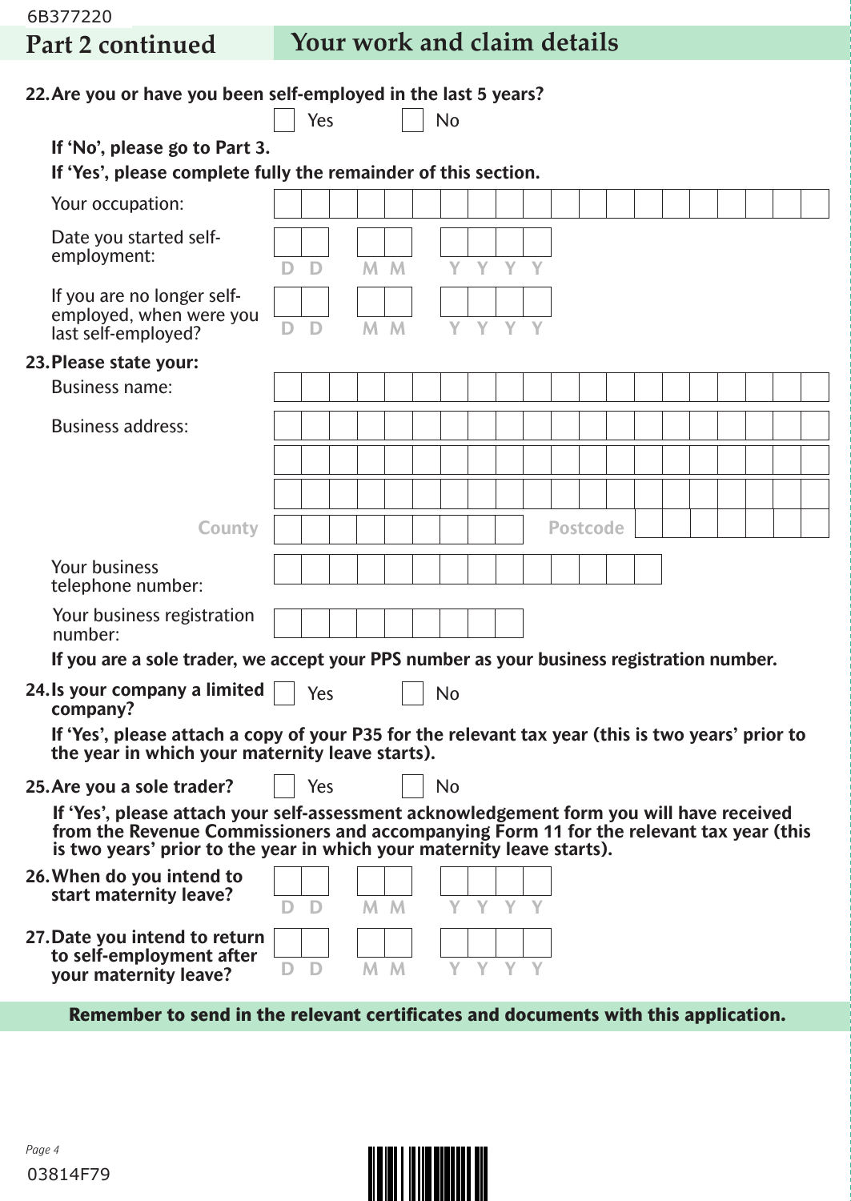## Part 2 continued — Your work and claim details

**22. Are you or have you been self-employed in the last 5 years?**

☐ Yes ☐ No

**If 'No', please go to Part 3.**

**If 'Yes', please complete fully the remainder of this section.**

Your occupation: ______________________

Date you started self-employment: DD MM YYYY

If you are no longer self-employed, when were you last self-employed? DD MM YYYY

**23. Please state your:**

Business name: ______________________

Business address: ______________________

County ______________ Postcode ______________

Your business telephone number: ______________________

Your business registration number: ______________________

**If you are a sole trader, we accept your PPS number as your business registration number.**

**24. Is your company a limited company?** ☐ Yes ☐ No

**If 'Yes', please attach a copy of your P35 for the relevant tax year (this is two years' prior to the year in which your maternity leave starts).**

**25. Are you a sole trader?** ☐ Yes ☐ No

**If 'Yes', please attach your self-assessment acknowledgement form you will have received from the Revenue Commissioners and accompanying Form 11 for the relevant tax year (this is two years' prior to the year in which your maternity leave starts).**

**26. When do you intend to start maternity leave?** DD MM YYYY

**27. Date you intend to return to self-employment after your maternity leave?** DD MM YYYY

**Remember to send in the relevant certificates and documents with this application.**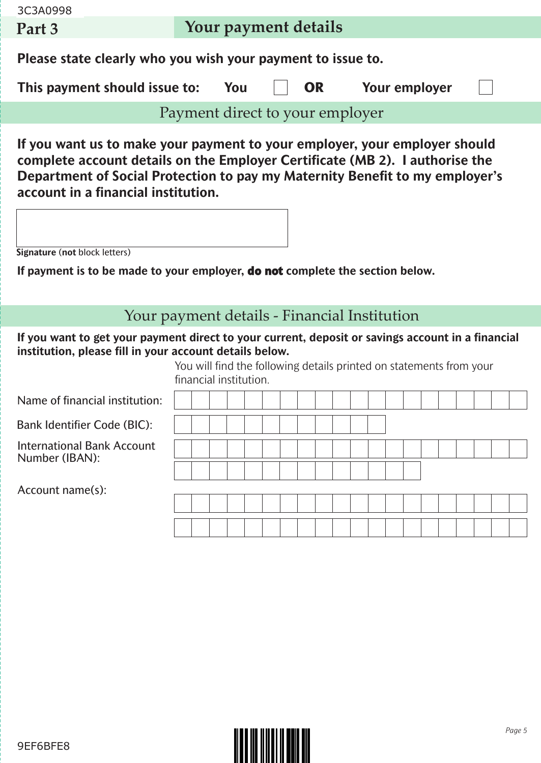## Part 3 — Your payment details

**Please state clearly who you wish your payment to issue to.**

**This payment should issue to:** **You** ☐ **OR** **Your employer** ☐

### Payment direct to your employer

**If you want us to make your payment to your employer, your employer should complete account details on the Employer Certificate (MB 2). I authorise the Department of Social Protection to pay my Maternity Benefit to my employer's account in a financial institution.**

**Signature** (**not** block letters)

**If payment is to be made to your employer, do not complete the section below.**

### Your payment details - Financial Institution

**If you want to get your payment direct to your current, deposit or savings account in a financial institution, please fill in your account details below.**

You will find the following details printed on statements from your financial institution.

Name of financial institution:

Bank Identifier Code (BIC):

International Bank Account Number (IBAN):

Account name(s):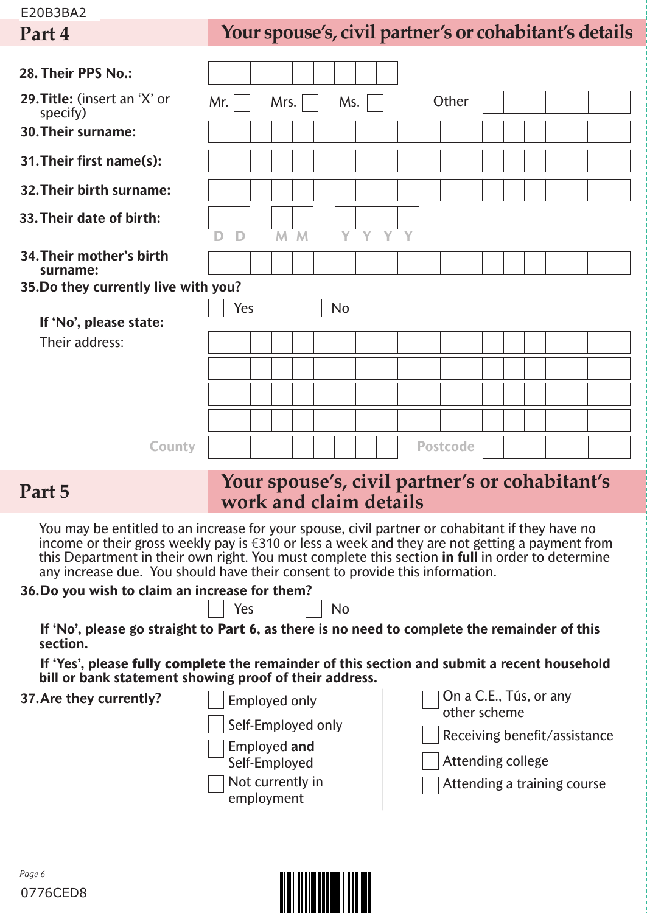## Part 4 — Your spouse's, civil partner's or cohabitant's details

**28. Their PPS No.:**

**29. Title:** (insert an 'X' or specify)

Mr. ☐ Mrs. ☐ Ms. ☐ Other

**30. Their surname:**

**31. Their first name(s):**

**32. Their birth surname:**

**33. Their date of birth:**

D D M M Y Y Y Y

**34. Their mother's birth surname:**

**35. Do they currently live with you?**

☐ Yes ☐ No

**If 'No', please state:**

Their address:

County

Postcode

## Part 5 — Your spouse's, civil partner's or cohabitant's work and claim details

You may be entitled to an increase for your spouse, civil partner or cohabitant if they have no income or their gross weekly pay is €310 or less a week and they are not getting a payment from this Department in their own right. You must complete this section **in full** in order to determine any increase due. You should have their consent to provide this information.

**36. Do you wish to claim an increase for them?**

☐ Yes ☐ No

**If 'No', please go straight to Part 6, as there is no need to complete the remainder of this section.**

**If 'Yes', please fully complete the remainder of this section and submit a recent household bill or bank statement showing proof of their address.**

**37. Are they currently?**

☐ Employed only

☐ Self-Employed only

☐ Employed **and** Self-Employed

☐ Not currently in employment

☐ On a C.E., Tús, or any other scheme

☐ Receiving benefit/assistance

☐ Attending college

☐ Attending a training course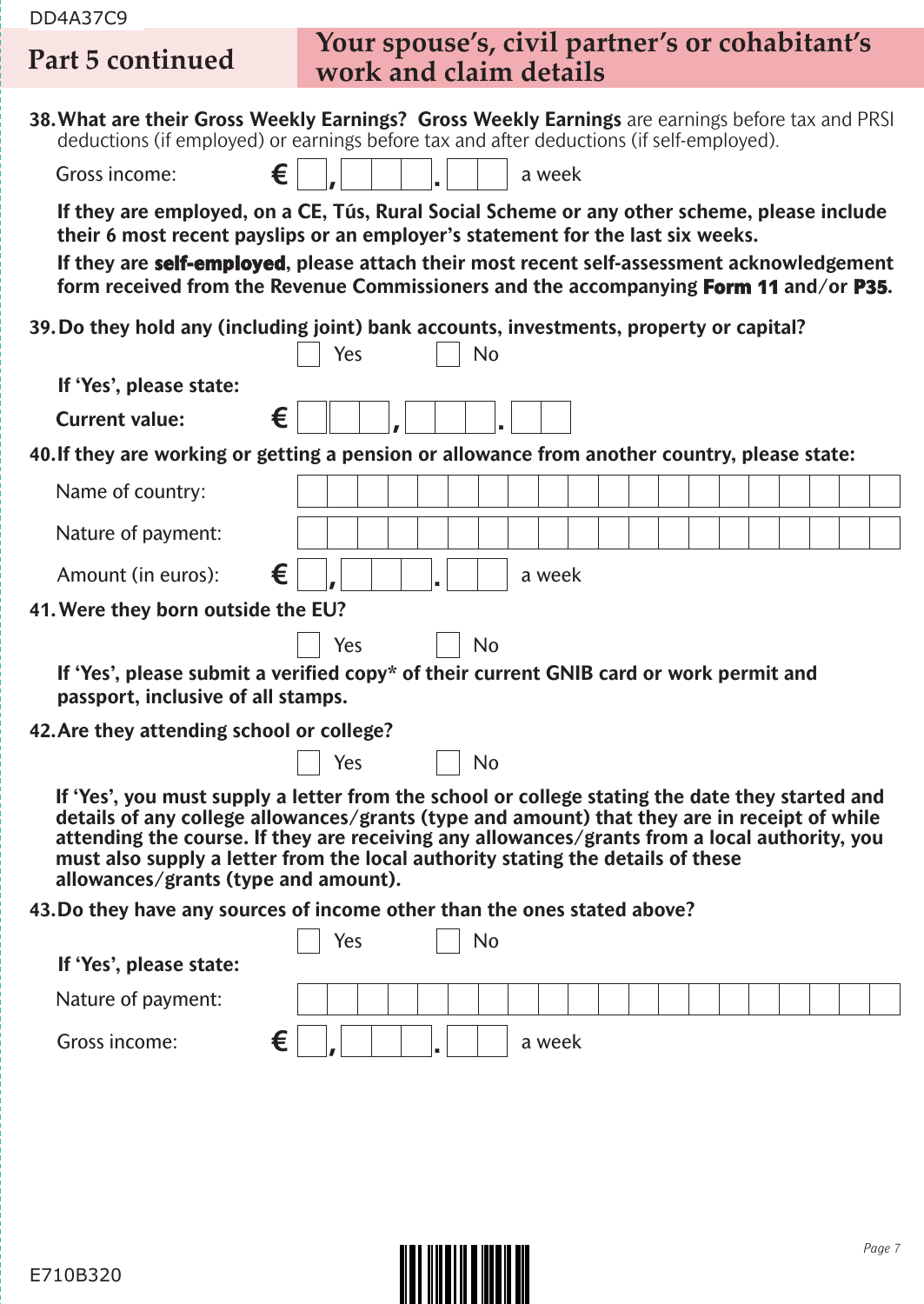## Part 5 continued — Your spouse's, civil partner's or cohabitant's work and claim details

**38. What are their Gross Weekly Earnings? Gross Weekly Earnings** are earnings before tax and PRSI deductions (if employed) or earnings before tax and after deductions (if self-employed).

Gross income: € ☐,☐☐☐.☐☐ a week

**If they are employed, on a CE, Tús, Rural Social Scheme or any other scheme, please include their 6 most recent payslips or an employer's statement for the last six weeks.**

**If they are self-employed, please attach their most recent self-assessment acknowledgement form received from the Revenue Commissioners and the accompanying Form 11 and/or P35.**

**39. Do they hold any (including joint) bank accounts, investments, property or capital?**

☐ Yes ☐ No

**If 'Yes', please state:**

**Current value:** € ☐☐☐,☐☐☐.☐☐

**40. If they are working or getting a pension or allowance from another country, please state:**

Name of country: ______________________

Nature of payment: ______________________

Amount (in euros): € ☐,☐☐☐.☐☐ a week

**41. Were they born outside the EU?**

☐ Yes ☐ No

**If 'Yes', please submit a verified copy* of their current GNIB card or work permit and passport, inclusive of all stamps.**

**42. Are they attending school or college?**

☐ Yes ☐ No

**If 'Yes', you must supply a letter from the school or college stating the date they started and details of any college allowances/grants (type and amount) that they are in receipt of while attending the course. If they are receiving any allowances/grants from a local authority, you must also supply a letter from the local authority stating the details of these allowances/grants (type and amount).**

**43. Do they have any sources of income other than the ones stated above?**

☐ Yes ☐ No

**If 'Yes', please state:**

Nature of payment: ______________________

Gross income: € ☐,☐☐☐.☐☐ a week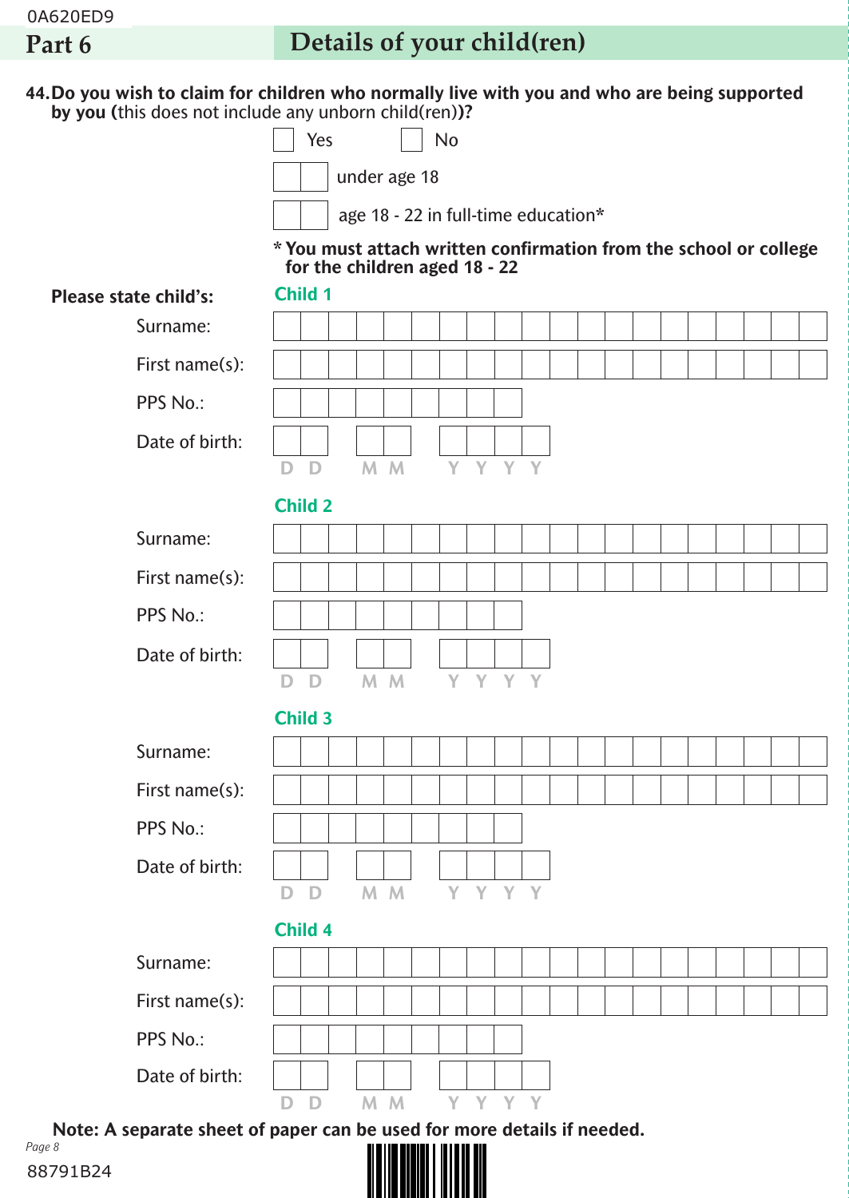## Part 6 Details of your child(ren)

**44. Do you wish to claim for children who normally live with you and who are being supported by you (**this does not include any unborn child(ren)**)?**

☐ Yes ☐ No

☐☐ under age 18

☐☐ age 18 - 22 in full-time education*

**\* You must attach written confirmation from the school or college for the children aged 18 - 22**

**Please state child's:**

**Child 1**

Surname:

First name(s):

PPS No.:

Date of birth: D D M M Y Y Y Y

**Child 2**

Surname:

First name(s):

PPS No.:

Date of birth: D D M M Y Y Y Y

**Child 3**

Surname:

First name(s):

PPS No.:

Date of birth: D D M M Y Y Y Y

**Child 4**

Surname:

First name(s):

PPS No.:

Date of birth: D D M M Y Y Y Y

**Note: A separate sheet of paper can be used for more details if needed.**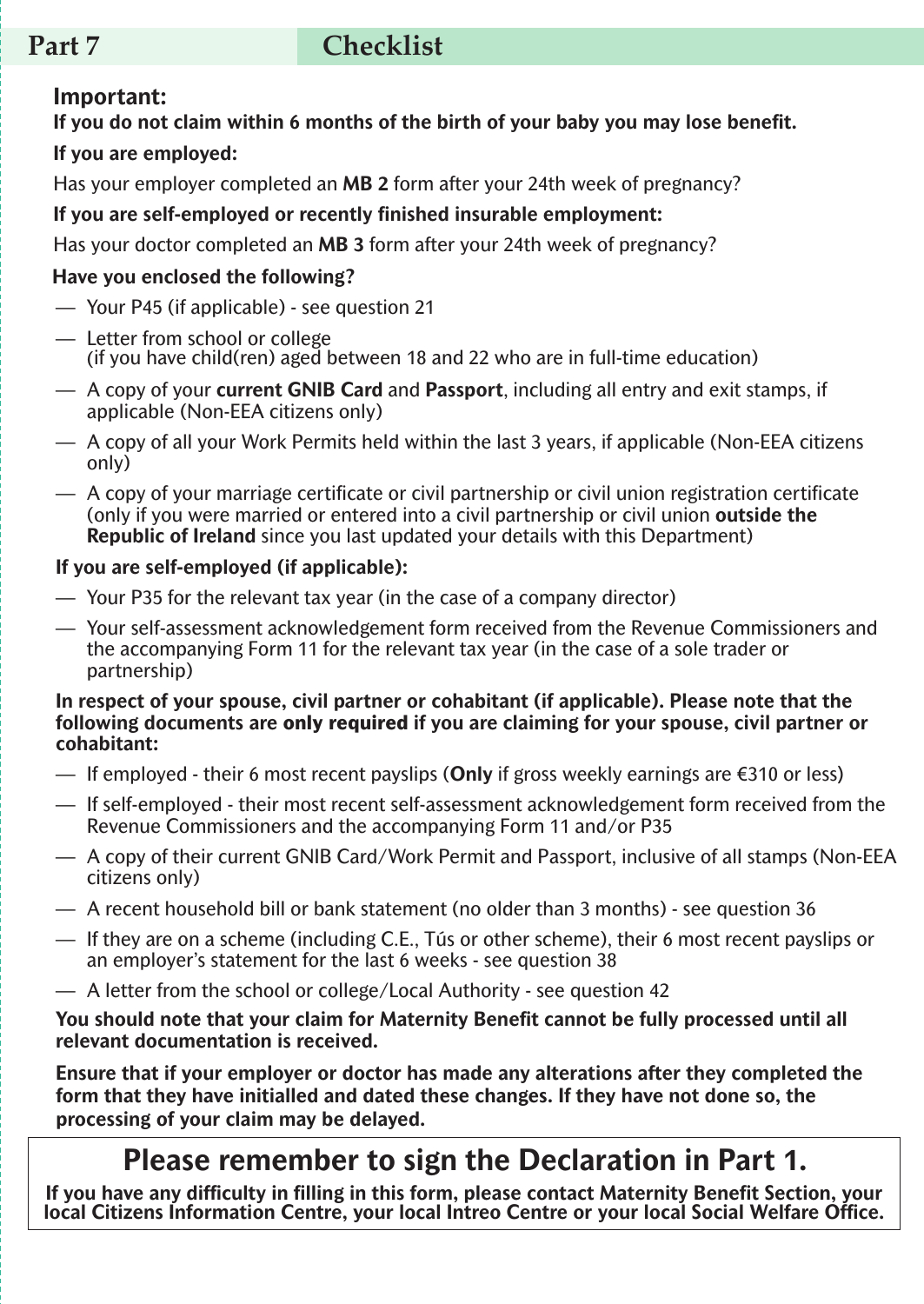## Part 7 Checklist

### Important:

**If you do not claim within 6 months of the birth of your baby you may lose benefit.**

**If you are employed:**

Has your employer completed an **MB 2** form after your 24th week of pregnancy?

**If you are self-employed or recently finished insurable employment:**

Has your doctor completed an **MB 3** form after your 24th week of pregnancy?

**Have you enclosed the following?**

- Your P45 (if applicable) - see question 21
- Letter from school or college (if you have child(ren) aged between 18 and 22 who are in full-time education)
- A copy of your **current GNIB Card** and **Passport**, including all entry and exit stamps, if applicable (Non-EEA citizens only)
- A copy of all your Work Permits held within the last 3 years, if applicable (Non-EEA citizens only)
- A copy of your marriage certificate or civil partnership or civil union registration certificate (only if you were married or entered into a civil partnership or civil union **outside the Republic of Ireland** since you last updated your details with this Department)

**If you are self-employed (if applicable):**

- Your P35 for the relevant tax year (in the case of a company director)
- Your self-assessment acknowledgement form received from the Revenue Commissioners and the accompanying Form 11 for the relevant tax year (in the case of a sole trader or partnership)

**In respect of your spouse, civil partner or cohabitant (if applicable). Please note that the following documents are only required if you are claiming for your spouse, civil partner or cohabitant:**

- If employed - their 6 most recent payslips (**Only** if gross weekly earnings are €310 or less)
- If self-employed - their most recent self-assessment acknowledgement form received from the Revenue Commissioners and the accompanying Form 11 and/or P35
- A copy of their current GNIB Card/Work Permit and Passport, inclusive of all stamps (Non-EEA citizens only)
- A recent household bill or bank statement (no older than 3 months) - see question 36
- If they are on a scheme (including C.E., Tús or other scheme), their 6 most recent payslips or an employer's statement for the last 6 weeks - see question 38
- A letter from the school or college/Local Authority - see question 42

**You should note that your claim for Maternity Benefit cannot be fully processed until all relevant documentation is received.**

**Ensure that if your employer or doctor has made any alterations after they completed the form that they have initialled and dated these changes. If they have not done so, the processing of your claim may be delayed.**

## Please remember to sign the Declaration in Part 1.

**If you have any difficulty in filling in this form, please contact Maternity Benefit Section, your local Citizens Information Centre, your local Intreo Centre or your local Social Welfare Office.**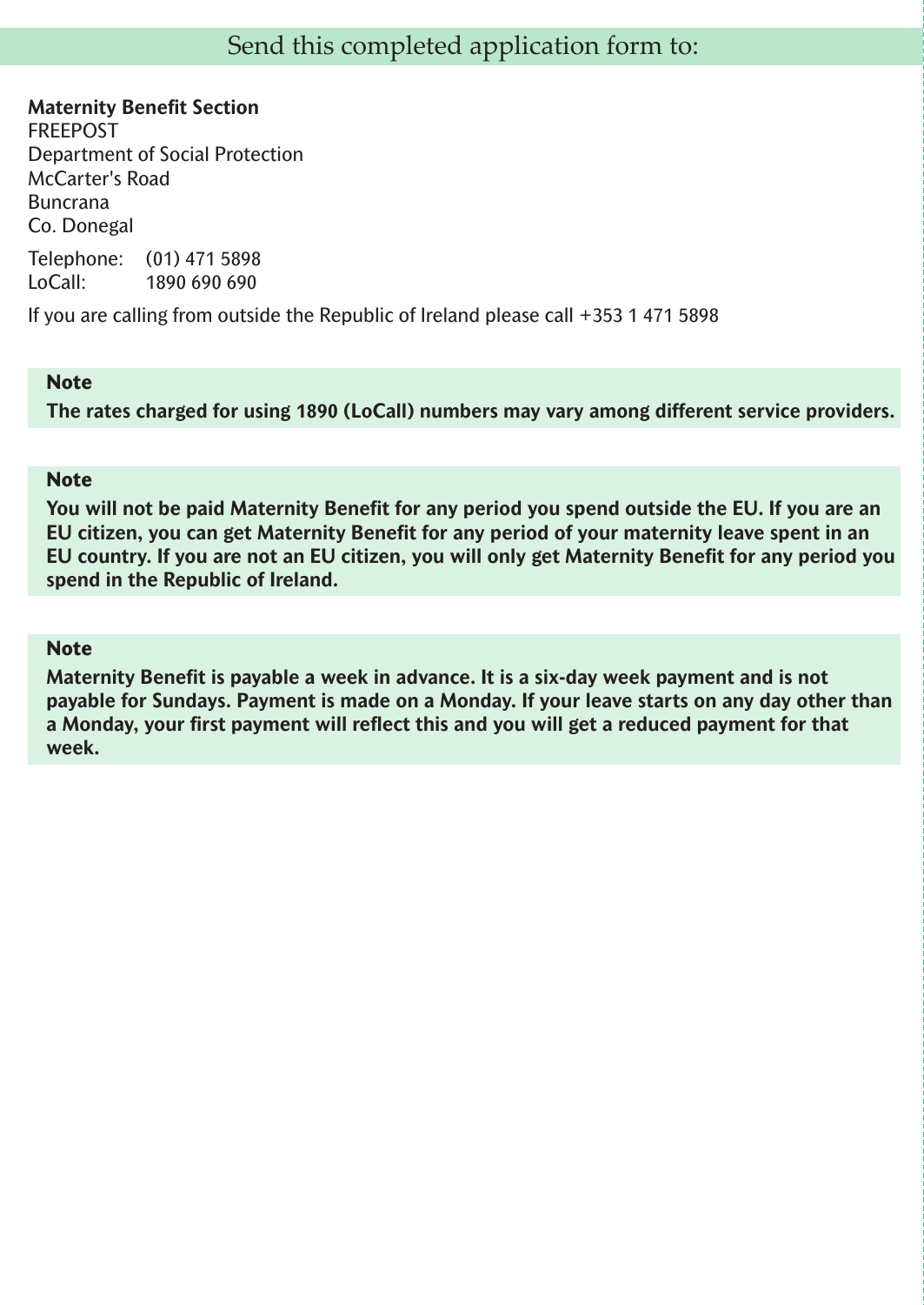## Send this completed application form to:

**Maternity Benefit Section**
FREEPOST
Department of Social Protection
McCarter's Road
Buncrana
Co. Donegal

Telephone: (01) 471 5898
LoCall: 1890 690 690

If you are calling from outside the Republic of Ireland please call +353 1 471 5898

**Note**

**The rates charged for using 1890 (LoCall) numbers may vary among different service providers.**

**Note**

**You will not be paid Maternity Benefit for any period you spend outside the EU. If you are an EU citizen, you can get Maternity Benefit for any period of your maternity leave spent in an EU country. If you are not an EU citizen, you will only get Maternity Benefit for any period you spend in the Republic of Ireland.**

**Note**

**Maternity Benefit is payable a week in advance. It is a six-day week payment and is not payable for Sundays. Payment is made on a Monday. If your leave starts on any day other than a Monday, your first payment will reflect this and you will get a reduced payment for that week.**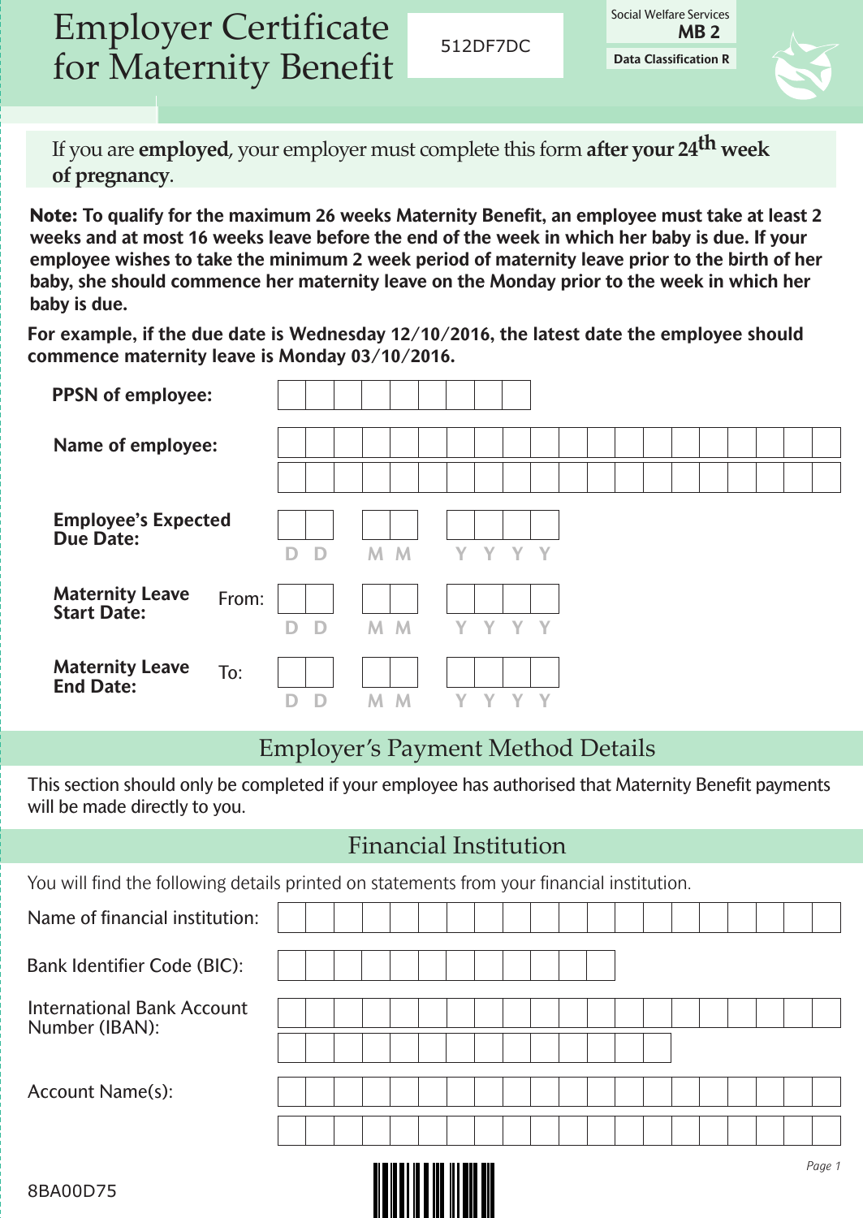# Employer Certificate for Maternity Benefit

512DF7DC

Social Welfare Services
**MB 2**

**Data Classification R**

If you are **employed**, your employer must complete this form **after your 24th week of pregnancy**.

**Note: To qualify for the maximum 26 weeks Maternity Benefit, an employee must take at least 2 weeks and at most 16 weeks leave before the end of the week in which her baby is due. If your employee wishes to take the minimum 2 week period of maternity leave prior to the birth of her baby, she should commence her maternity leave on the Monday prior to the week in which her baby is due.**

**For example, if the due date is Wednesday 12/10/2016, the latest date the employee should commence maternity leave is Monday 03/10/2016.**

**PPSN of employee:** _______________

**Name of employee:** _______________

**Employee's Expected Due Date:** D D / M M / Y Y Y Y

**Maternity Leave Start Date:** From: D D / M M / Y Y Y Y

**Maternity Leave End Date:** To: D D / M M / Y Y Y Y

## Employer's Payment Method Details

This section should only be completed if your employee has authorised that Maternity Benefit payments will be made directly to you.

## Financial Institution

You will find the following details printed on statements from your financial institution.

Name of financial institution: _______________

Bank Identifier Code (BIC): _______________

International Bank Account Number (IBAN): _______________

Account Name(s): _______________

8BA00D75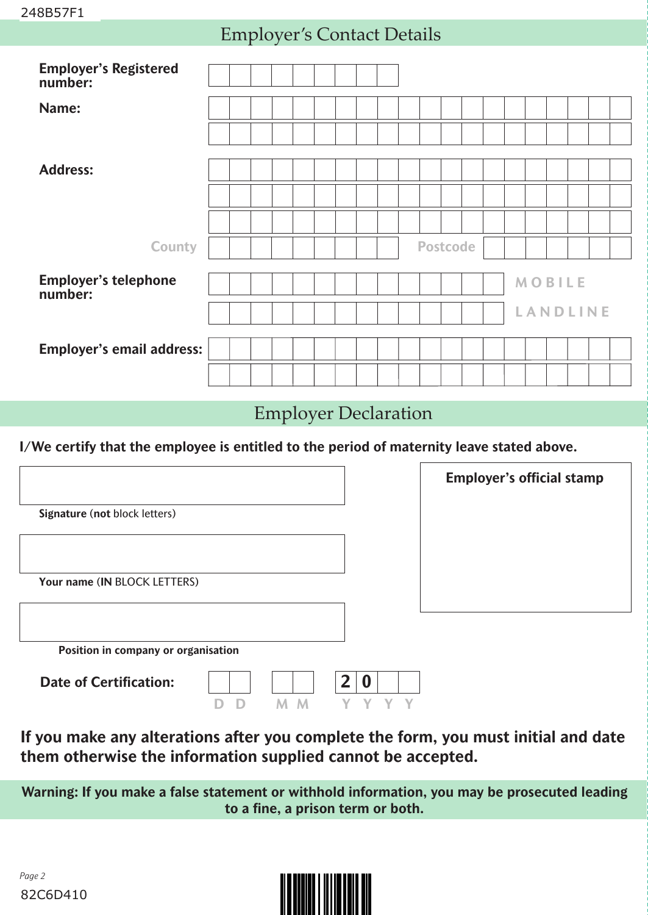## Employer's Contact Details

**Employer's Registered number:**

**Name:**

**Address:**

County

Postcode

**Employer's telephone number:**

MOBILE

LANDLINE

**Employer's email address:**

## Employer Declaration

**I/We certify that the employee is entitled to the period of maternity leave stated above.**

**Signature** (**not** block letters)

**Your name** (**IN** BLOCK LETTERS)

**Position in company or organisation**

**Employer's official stamp**

**Date of Certification:** DD MM 20YY

**If you make any alterations after you complete the form, you must initial and date them otherwise the information supplied cannot be accepted.**

**Warning: If you make a false statement or withhold information, you may be prosecuted leading to a fine, a prison term or both.**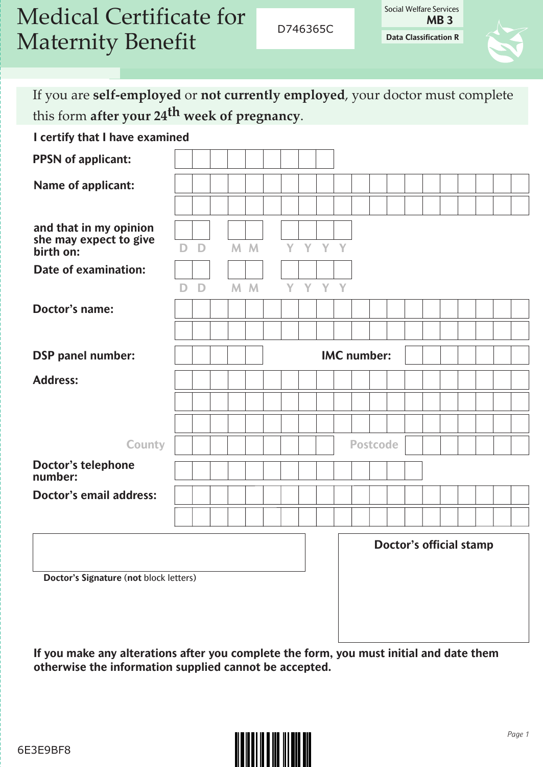# Medical Certificate for Maternity Benefit

D746365C

Social Welfare Services
**MB 3**

**Data Classification R**

If you are **self-employed** or **not currently employed**, your doctor must complete this form **after your 24th week of pregnancy**.

**I certify that I have examined**

**PPSN of applicant:**

**Name of applicant:**

**and that in my opinion she may expect to give birth on:** D D M M Y Y Y Y

**Date of examination:** D D M M Y Y Y Y

**Doctor's name:**

**DSP panel number:** **IMC number:**

**Address:**

County Postcode

**Doctor's telephone number:**

**Doctor's email address:**

**Doctor's Signature** (**not** block letters)

**Doctor's official stamp**

**If you make any alterations after you complete the form, you must initial and date them otherwise the information supplied cannot be accepted.**

6E3E9BF8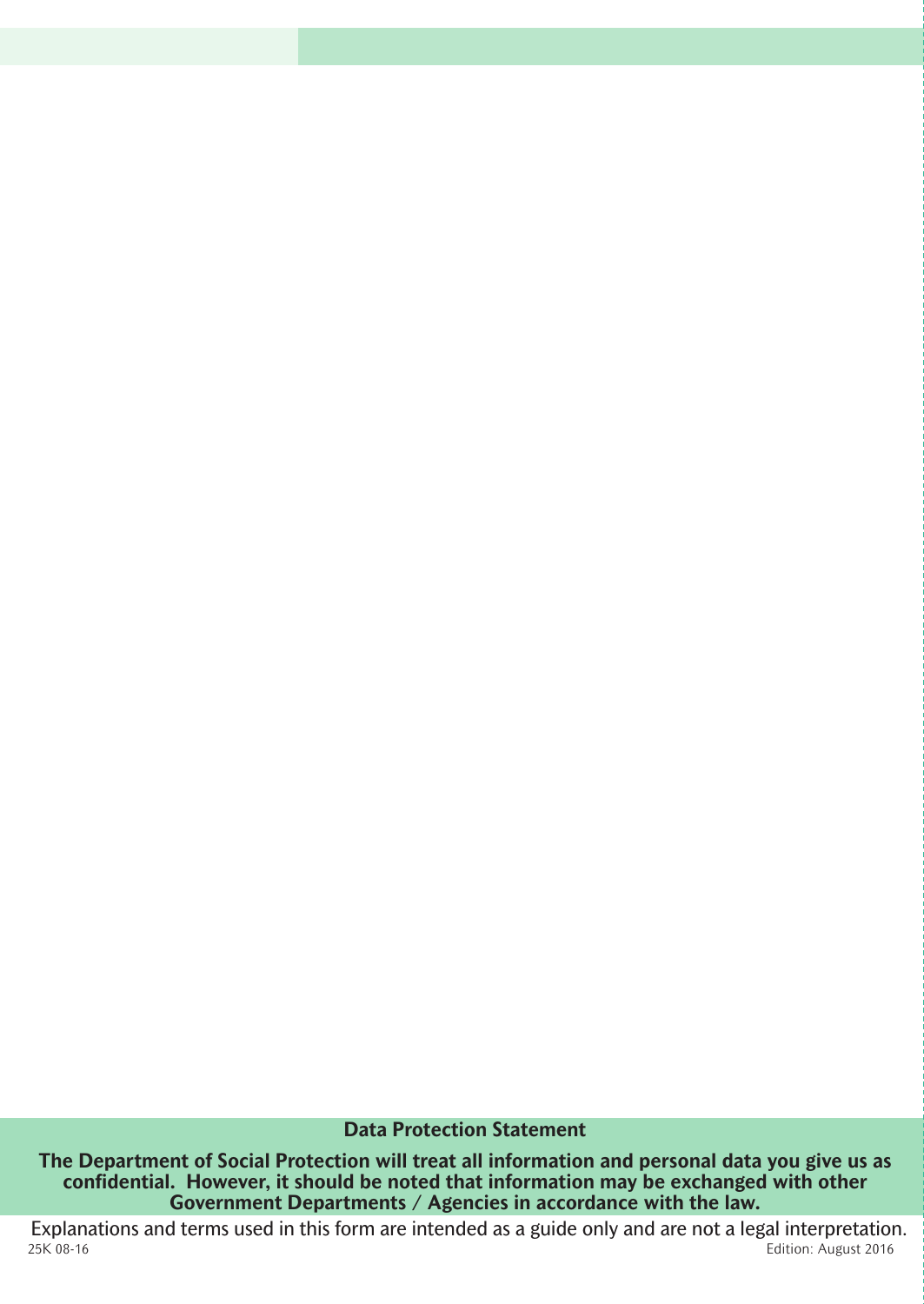## Data Protection Statement

**The Department of Social Protection will treat all information and personal data you give us as confidential. However, it should be noted that information may be exchanged with other Government Departments / Agencies in accordance with the law.**

Explanations and terms used in this form are intended as a guide only and are not a legal interpretation.

25K 08-16

Edition: August 2016